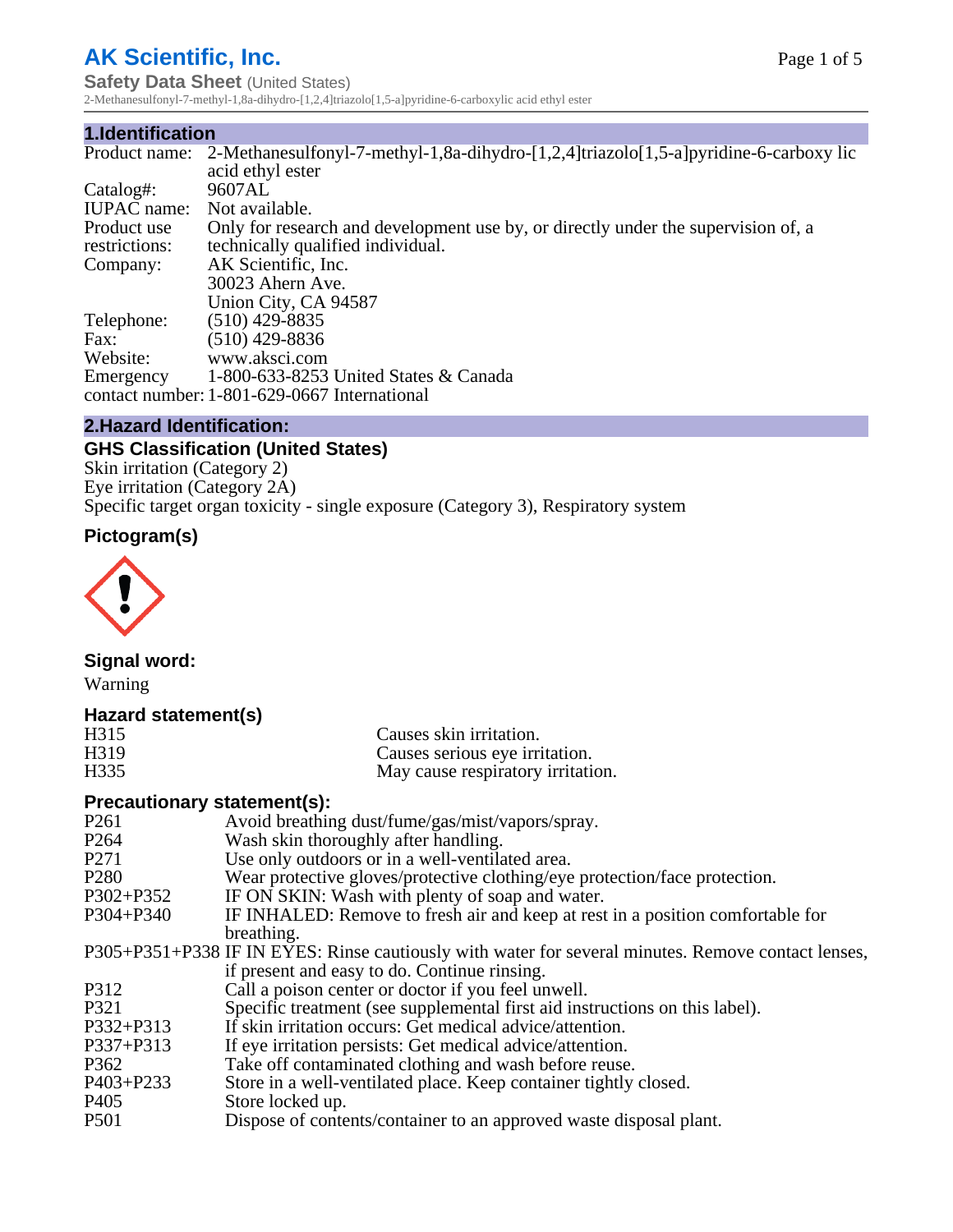# AK Scientific, Inc.

**Safety Data Sheet** (United States)

2-Methanesulfonyl-7-methyl-1,8a-dihydro-[1,2,4]triazolo[1,5-a]pyridine-6-carboxylic acid ethyl ester

## 1.Identification

| | |
|---|---|
| Product name: | 2-Methanesulfonyl-7-methyl-1,8a-dihydro-[1,2,4]triazolo[1,5-a]pyridine-6-carboxy lic acid ethyl ester |
| Catalog#: | 9607AL |
| IUPAC name: | Not available. |
| Product use restrictions: | Only for research and development use by, or directly under the supervision of, a technically qualified individual. |
| Company: | AK Scientific, Inc. 30023 Ahern Ave. Union City, CA 94587 |
| Telephone: | (510) 429-8835 |
| Fax: | (510) 429-8836 |
| Website: | www.aksci.com |
| Emergency contact number: | 1-800-633-8253 United States & Canada 1-801-629-0667 International |

## 2.Hazard Identification:

### GHS Classification (United States)

Skin irritation (Category 2)
Eye irritation (Category 2A)
Specific target organ toxicity - single exposure (Category 3), Respiratory system

### Pictogram(s)

### Signal word:

Warning

### Hazard statement(s)

| | |
|---|---|
| H315 | Causes skin irritation. |
| H319 | Causes serious eye irritation. |
| H335 | May cause respiratory irritation. |

### Precautionary statement(s):

| | |
|---|---|
| P261 | Avoid breathing dust/fume/gas/mist/vapors/spray. |
| P264 | Wash skin thoroughly after handling. |
| P271 | Use only outdoors or in a well-ventilated area. |
| P280 | Wear protective gloves/protective clothing/eye protection/face protection. |
| P302+P352 | IF ON SKIN: Wash with plenty of soap and water. |
| P304+P340 | IF INHALED: Remove to fresh air and keep at rest in a position comfortable for breathing. |
| P305+P351+P338 | IF IN EYES: Rinse cautiously with water for several minutes. Remove contact lenses, if present and easy to do. Continue rinsing. |
| P312 | Call a poison center or doctor if you feel unwell. |
| P321 | Specific treatment (see supplemental first aid instructions on this label). |
| P332+P313 | If skin irritation occurs: Get medical advice/attention. |
| P337+P313 | If eye irritation persists: Get medical advice/attention. |
| P362 | Take off contaminated clothing and wash before reuse. |
| P403+P233 | Store in a well-ventilated place. Keep container tightly closed. |
| P405 | Store locked up. |
| P501 | Dispose of contents/container to an approved waste disposal plant. |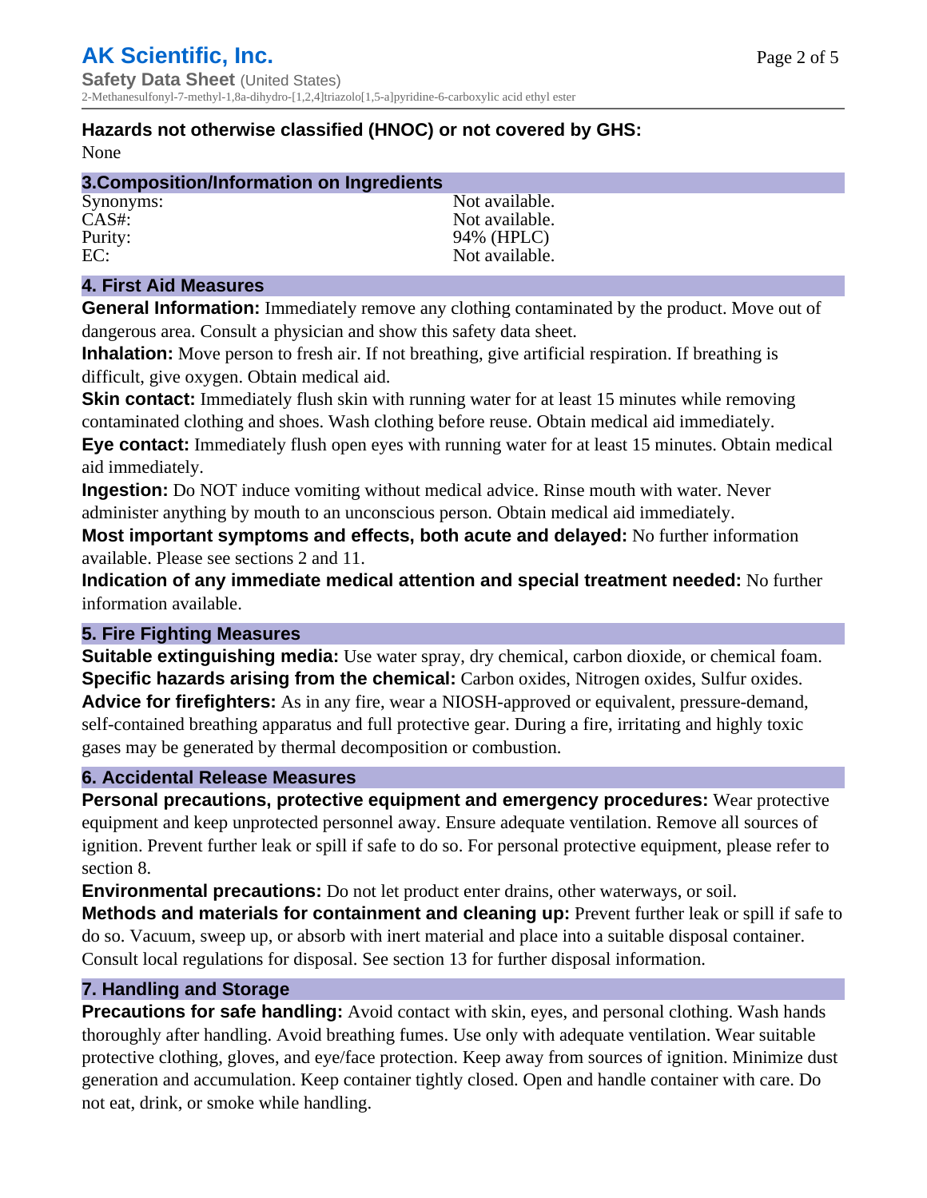**Hazards not otherwise classified (HNOC) or not covered by GHS:**
None

## 3.Composition/Information on Ingredients

| | |
|---|---|
| Synonyms: | Not available. |
| CAS#: | Not available. |
| Purity: | 94% (HPLC) |
| EC: | Not available. |

## 4. First Aid Measures

**General Information:** Immediately remove any clothing contaminated by the product. Move out of dangerous area. Consult a physician and show this safety data sheet.

**Inhalation:** Move person to fresh air. If not breathing, give artificial respiration. If breathing is difficult, give oxygen. Obtain medical aid.

**Skin contact:** Immediately flush skin with running water for at least 15 minutes while removing contaminated clothing and shoes. Wash clothing before reuse. Obtain medical aid immediately.

**Eye contact:** Immediately flush open eyes with running water for at least 15 minutes. Obtain medical aid immediately.

**Ingestion:** Do NOT induce vomiting without medical advice. Rinse mouth with water. Never administer anything by mouth to an unconscious person. Obtain medical aid immediately.

**Most important symptoms and effects, both acute and delayed:** No further information available. Please see sections 2 and 11.

**Indication of any immediate medical attention and special treatment needed:** No further information available.

## 5. Fire Fighting Measures

**Suitable extinguishing media:** Use water spray, dry chemical, carbon dioxide, or chemical foam.

**Specific hazards arising from the chemical:** Carbon oxides, Nitrogen oxides, Sulfur oxides.

**Advice for firefighters:** As in any fire, wear a NIOSH-approved or equivalent, pressure-demand, self-contained breathing apparatus and full protective gear. During a fire, irritating and highly toxic gases may be generated by thermal decomposition or combustion.

## 6. Accidental Release Measures

**Personal precautions, protective equipment and emergency procedures:** Wear protective equipment and keep unprotected personnel away. Ensure adequate ventilation. Remove all sources of ignition. Prevent further leak or spill if safe to do so. For personal protective equipment, please refer to section 8.

**Environmental precautions:** Do not let product enter drains, other waterways, or soil.

**Methods and materials for containment and cleaning up:** Prevent further leak or spill if safe to do so. Vacuum, sweep up, or absorb with inert material and place into a suitable disposal container. Consult local regulations for disposal. See section 13 for further disposal information.

## 7. Handling and Storage

**Precautions for safe handling:** Avoid contact with skin, eyes, and personal clothing. Wash hands thoroughly after handling. Avoid breathing fumes. Use only with adequate ventilation. Wear suitable protective clothing, gloves, and eye/face protection. Keep away from sources of ignition. Minimize dust generation and accumulation. Keep container tightly closed. Open and handle container with care. Do not eat, drink, or smoke while handling.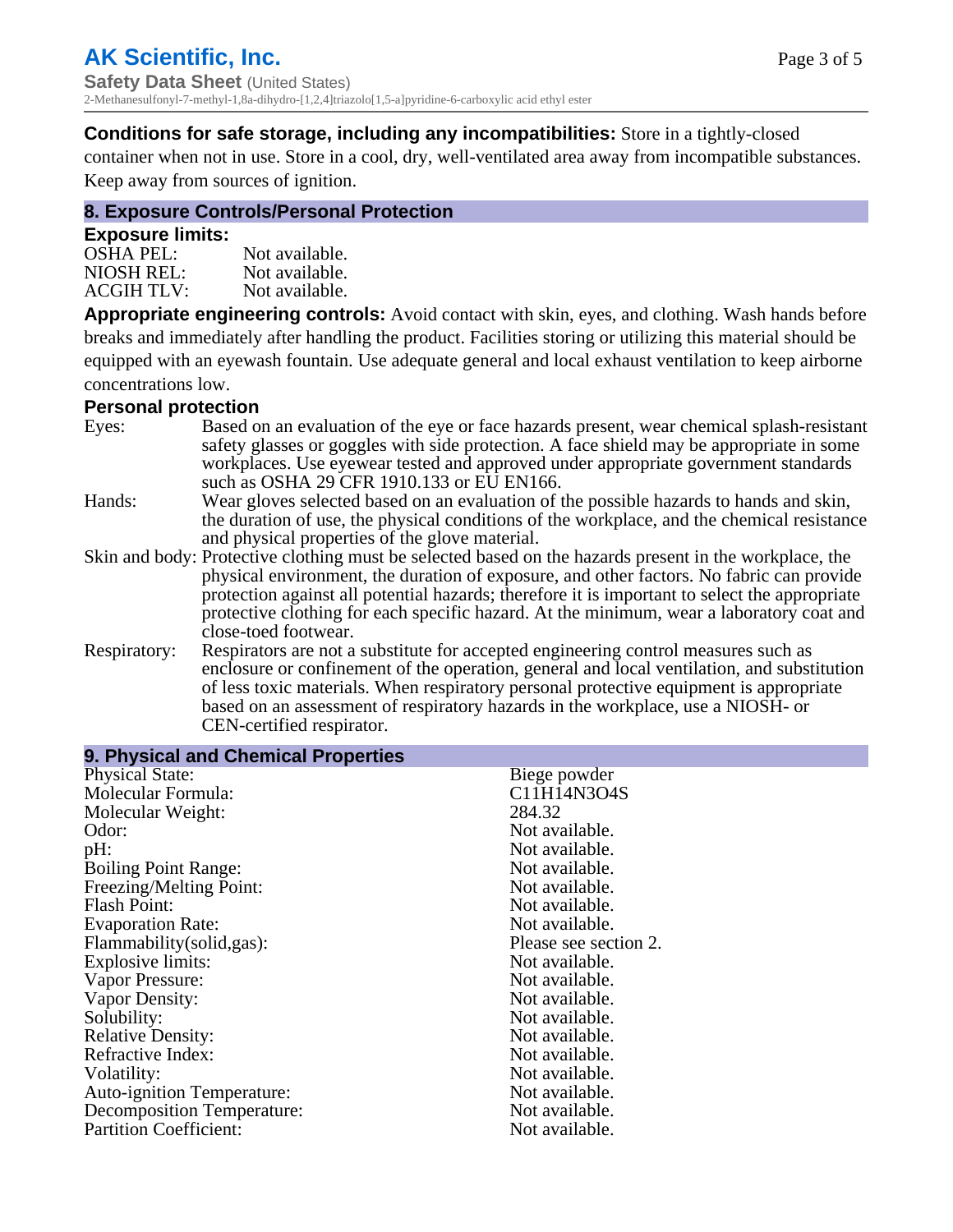**Conditions for safe storage, including any incompatibilities:** Store in a tightly-closed container when not in use. Store in a cool, dry, well-ventilated area away from incompatible substances. Keep away from sources of ignition.

## 8. Exposure Controls/Personal Protection

### Exposure limits:

| | |
|---|---|
| OSHA PEL: | Not available. |
| NIOSH REL: | Not available. |
| ACGIH TLV: | Not available. |

**Appropriate engineering controls:** Avoid contact with skin, eyes, and clothing. Wash hands before breaks and immediately after handling the product. Facilities storing or utilizing this material should be equipped with an eyewash fountain. Use adequate general and local exhaust ventilation to keep airborne concentrations low.

### Personal protection

| | |
|---|---|
| Eyes: | Based on an evaluation of the eye or face hazards present, wear chemical splash-resistant safety glasses or goggles with side protection. A face shield may be appropriate in some workplaces. Use eyewear tested and approved under appropriate government standards such as OSHA 29 CFR 1910.133 or EU EN166. |
| Hands: | Wear gloves selected based on an evaluation of the possible hazards to hands and skin, the duration of use, the physical conditions of the workplace, and the chemical resistance and physical properties of the glove material. |
| Skin and body: | Protective clothing must be selected based on the hazards present in the workplace, the physical environment, the duration of exposure, and other factors. No fabric can provide protection against all potential hazards; therefore it is important to select the appropriate protective clothing for each specific hazard. At the minimum, wear a laboratory coat and close-toed footwear. |
| Respiratory: | Respirators are not a substitute for accepted engineering control measures such as enclosure or confinement of the operation, general and local ventilation, and substitution of less toxic materials. When respiratory personal protective equipment is appropriate based on an assessment of respiratory hazards in the workplace, use a NIOSH- or CEN-certified respirator. |

## 9. Physical and Chemical Properties

| | |
|---|---|
| Physical State: | Biege powder |
| Molecular Formula: | $C_{11}H_{14}N_3O_4S$ |
| Molecular Weight: | 284.32 |
| Odor: | Not available. |
| pH: | Not available. |
| Boiling Point Range: | Not available. |
| Freezing/Melting Point: | Not available. |
| Flash Point: | Not available. |
| Evaporation Rate: | Not available. |
| Flammability(solid,gas): | Please see section 2. |
| Explosive limits: | Not available. |
| Vapor Pressure: | Not available. |
| Vapor Density: | Not available. |
| Solubility: | Not available. |
| Relative Density: | Not available. |
| Refractive Index: | Not available. |
| Volatility: | Not available. |
| Auto-ignition Temperature: | Not available. |
| Decomposition Temperature: | Not available. |
| Partition Coefficient: | Not available. |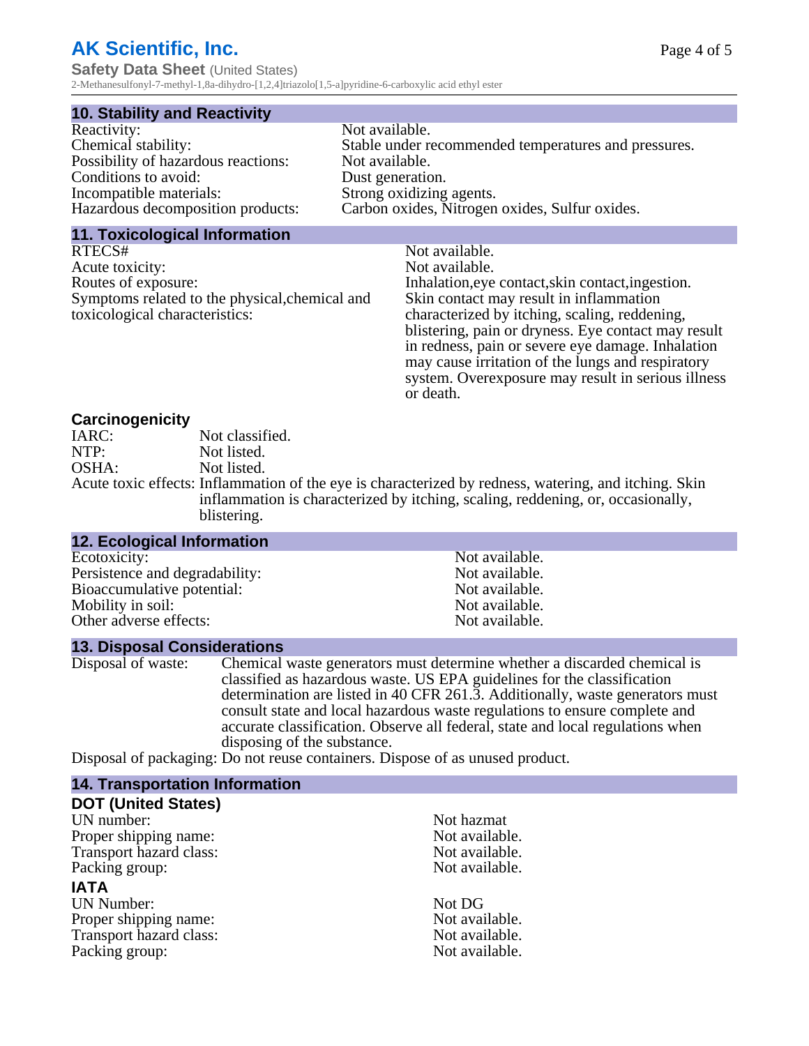## 10. Stability and Reactivity

| | |
|---|---|
| Reactivity: | Not available. |
| Chemical stability: | Stable under recommended temperatures and pressures. |
| Possibility of hazardous reactions: | Not available. |
| Conditions to avoid: | Dust generation. |
| Incompatible materials: | Strong oxidizing agents. |
| Hazardous decomposition products: | Carbon oxides, Nitrogen oxides, Sulfur oxides. |

## 11. Toxicological Information

| | |
|---|---|
| RTECS# | Not available. |
| Acute toxicity: | Not available. |
| Routes of exposure: | Inhalation,eye contact,skin contact,ingestion. |
| Symptoms related to the physical,chemical and toxicological characteristics: | Skin contact may result in inflammation characterized by itching, scaling, reddening, blistering, pain or dryness. Eye contact may result in redness, pain or severe eye damage. Inhalation may cause irritation of the lungs and respiratory system. Overexposure may result in serious illness or death. |

### Carcinogenicity

| | |
|---|---|
| IARC: | Not classified. |
| NTP: | Not listed. |
| OSHA: | Not listed. |
| Acute toxic effects: | Inflammation of the eye is characterized by redness, watering, and itching. Skin inflammation is characterized by itching, scaling, reddening, or, occasionally, blistering. |

## 12. Ecological Information

| | |
|---|---|
| Ecotoxicity: | Not available. |
| Persistence and degradability: | Not available. |
| Bioaccumulative potential: | Not available. |
| Mobility in soil: | Not available. |
| Other adverse effects: | Not available. |

## 13. Disposal Considerations

Disposal of waste: Chemical waste generators must determine whether a discarded chemical is classified as hazardous waste. US EPA guidelines for the classification determination are listed in 40 CFR 261.3. Additionally, waste generators must consult state and local hazardous waste regulations to ensure complete and accurate classification. Observe all federal, state and local regulations when disposing of the substance.

Disposal of packaging: Do not reuse containers. Dispose of as unused product.

## 14. Transportation Information

### DOT (United States)

| | |
|---|---|
| UN number: | Not hazmat |
| Proper shipping name: | Not available. |
| Transport hazard class: | Not available. |
| Packing group: | Not available. |

### IATA

| | |
|---|---|
| UN Number: | Not DG |
| Proper shipping name: | Not available. |
| Transport hazard class: | Not available. |
| Packing group: | Not available. |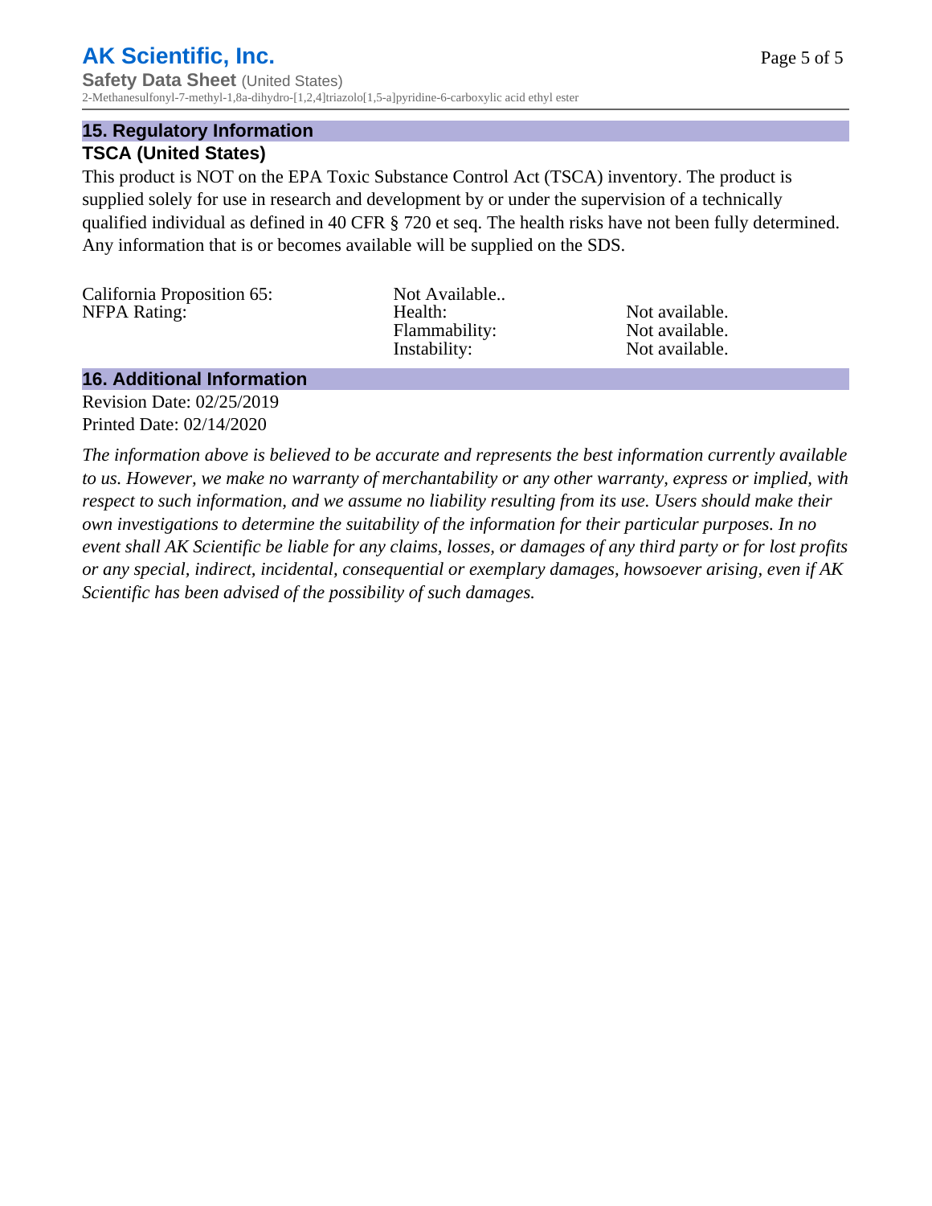## 15. Regulatory Information

### TSCA (United States)

This product is NOT on the EPA Toxic Substance Control Act (TSCA) inventory. The product is supplied solely for use in research and development by or under the supervision of a technically qualified individual as defined in 40 CFR § 720 et seq. The health risks have not been fully determined. Any information that is or becomes available will be supplied on the SDS.

| | | |
|---|---|---|
| California Proposition 65: | Not Available.. | |
| NFPA Rating: | Health: | Not available. |
| | Flammability: | Not available. |
| | Instability: | Not available. |

## 16. Additional Information

Revision Date: 02/25/2019
Printed Date: 02/14/2020

*The information above is believed to be accurate and represents the best information currently available to us. However, we make no warranty of merchantability or any other warranty, express or implied, with respect to such information, and we assume no liability resulting from its use. Users should make their own investigations to determine the suitability of the information for their particular purposes. In no event shall AK Scientific be liable for any claims, losses, or damages of any third party or for lost profits or any special, indirect, incidental, consequential or exemplary damages, howsoever arising, even if AK Scientific has been advised of the possibility of such damages.*